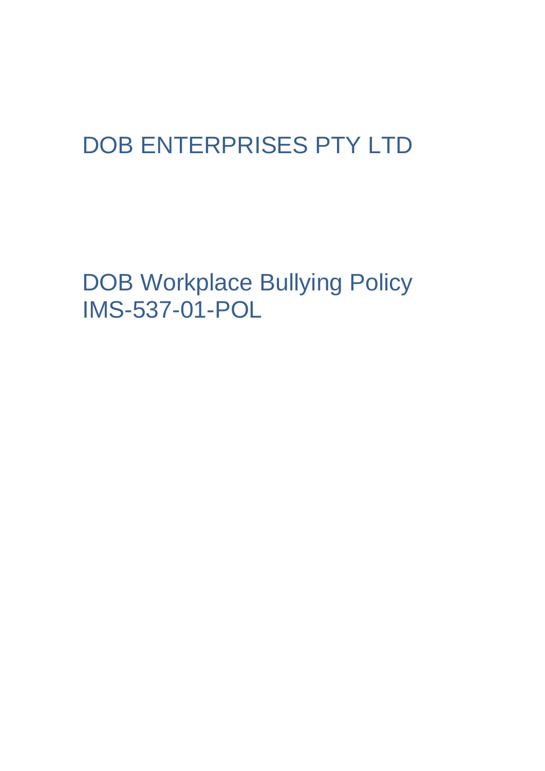# DOB ENTERPRISES PTY LTD

# DOB Workplace Bullying Policy IMS-537-01-POL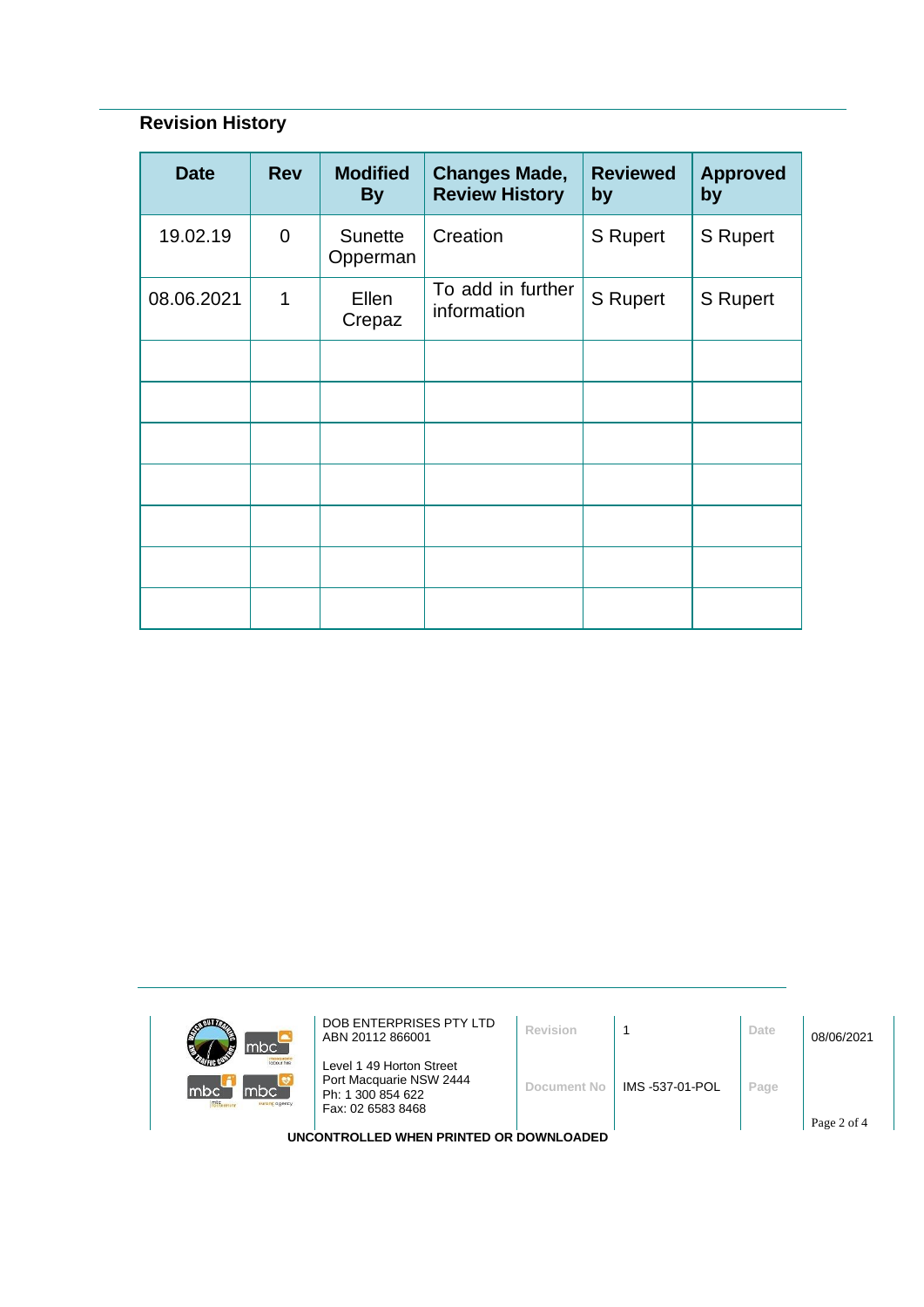## Revision History

| Date | Rev | Modified By | Changes Made, Review History | Reviewed by | Approved by |
|---|---|---|---|---|---|
| 19.02.19 | 0 | Sunette Opperman | Creation | S Rupert | S Rupert |
| 08.06.2021 | 1 | Ellen Crepaz | To add in further information | S Rupert | S Rupert |
| | | | | | |
| | | | | | |
| | | | | | |
| | | | | | |
| | | | | | |
| | | | | | |
| | | | | | |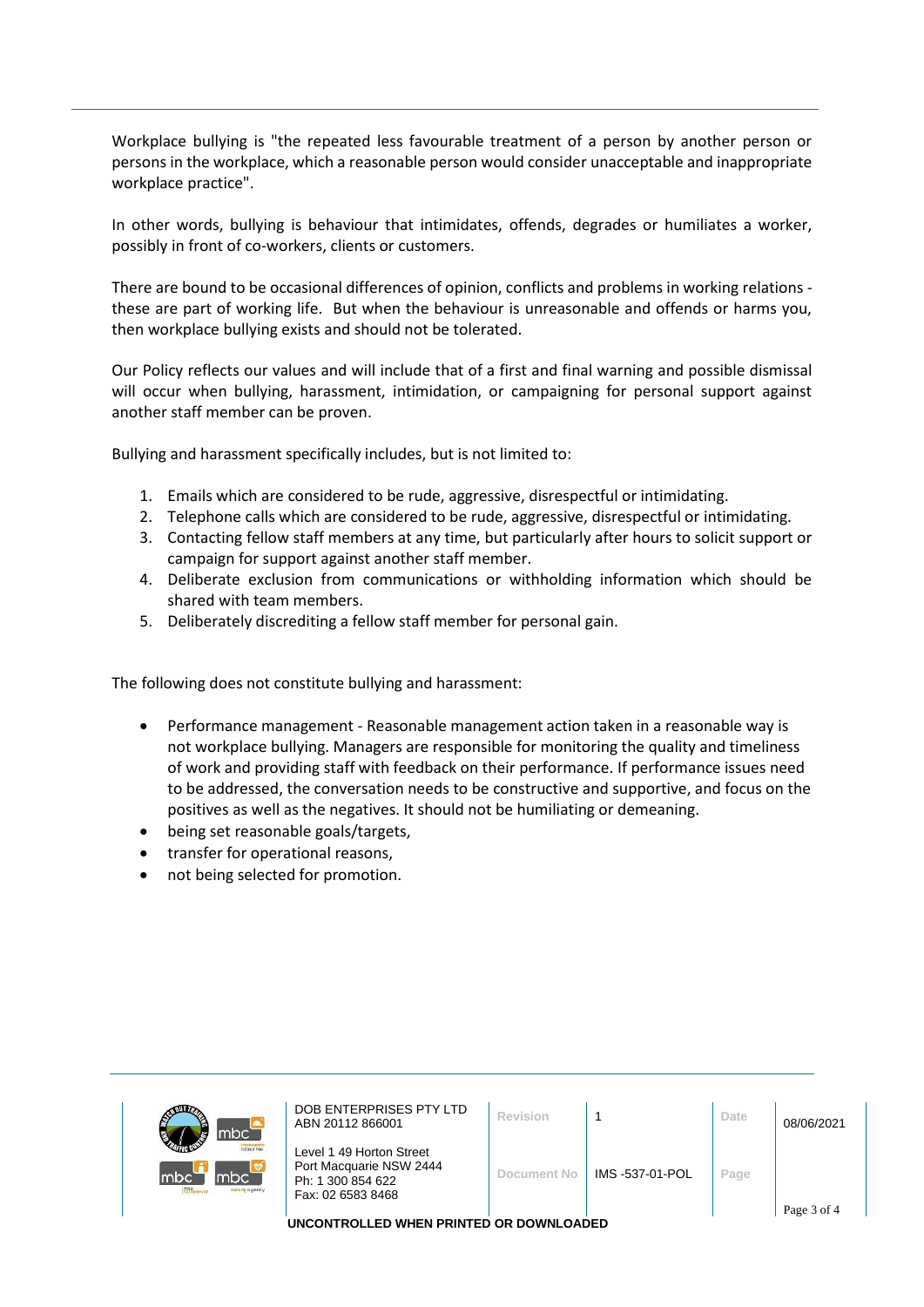Workplace bullying is "the repeated less favourable treatment of a person by another person or persons in the workplace, which a reasonable person would consider unacceptable and inappropriate workplace practice".

In other words, bullying is behaviour that intimidates, offends, degrades or humiliates a worker, possibly in front of co-workers, clients or customers.

There are bound to be occasional differences of opinion, conflicts and problems in working relations - these are part of working life. But when the behaviour is unreasonable and offends or harms you, then workplace bullying exists and should not be tolerated.

Our Policy reflects our values and will include that of a first and final warning and possible dismissal will occur when bullying, harassment, intimidation, or campaigning for personal support against another staff member can be proven.

Bullying and harassment specifically includes, but is not limited to:

1. Emails which are considered to be rude, aggressive, disrespectful or intimidating.
2. Telephone calls which are considered to be rude, aggressive, disrespectful or intimidating.
3. Contacting fellow staff members at any time, but particularly after hours to solicit support or campaign for support against another staff member.
4. Deliberate exclusion from communications or withholding information which should be shared with team members.
5. Deliberately discrediting a fellow staff member for personal gain.

The following does not constitute bullying and harassment:

- Performance management - Reasonable management action taken in a reasonable way is not workplace bullying. Managers are responsible for monitoring the quality and timeliness of work and providing staff with feedback on their performance. If performance issues need to be addressed, the conversation needs to be constructive and supportive, and focus on the positives as well as the negatives. It should not be humiliating or demeaning.
- being set reasonable goals/targets,
- transfer for operational reasons,
- not being selected for promotion.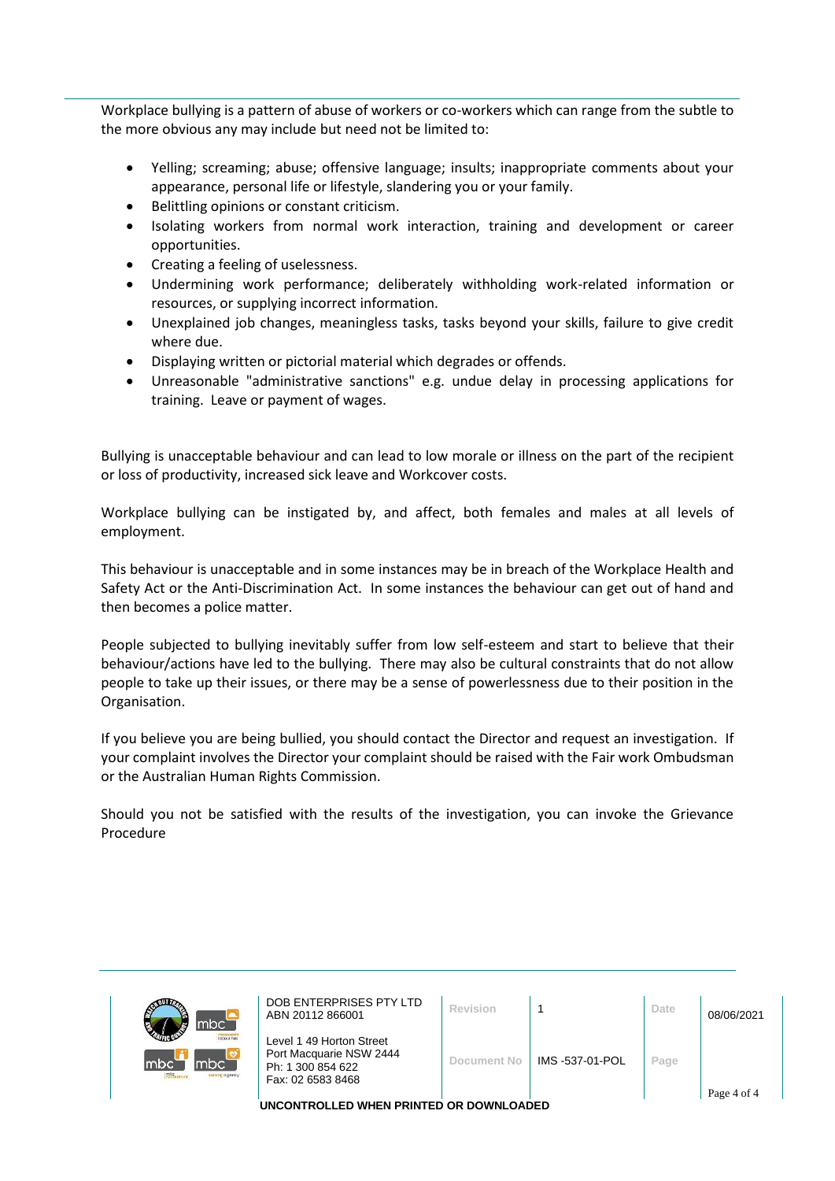Workplace bullying is a pattern of abuse of workers or co-workers which can range from the subtle to the more obvious any may include but need not be limited to:

- Yelling; screaming; abuse; offensive language; insults; inappropriate comments about your appearance, personal life or lifestyle, slandering you or your family.
- Belittling opinions or constant criticism.
- Isolating workers from normal work interaction, training and development or career opportunities.
- Creating a feeling of uselessness.
- Undermining work performance; deliberately withholding work-related information or resources, or supplying incorrect information.
- Unexplained job changes, meaningless tasks, tasks beyond your skills, failure to give credit where due.
- Displaying written or pictorial material which degrades or offends.
- Unreasonable "administrative sanctions" e.g. undue delay in processing applications for training. Leave or payment of wages.

Bullying is unacceptable behaviour and can lead to low morale or illness on the part of the recipient or loss of productivity, increased sick leave and Workcover costs.

Workplace bullying can be instigated by, and affect, both females and males at all levels of employment.

This behaviour is unacceptable and in some instances may be in breach of the Workplace Health and Safety Act or the Anti-Discrimination Act. In some instances the behaviour can get out of hand and then becomes a police matter.

People subjected to bullying inevitably suffer from low self-esteem and start to believe that their behaviour/actions have led to the bullying. There may also be cultural constraints that do not allow people to take up their issues, or there may be a sense of powerlessness due to their position in the Organisation.

If you believe you are being bullied, you should contact the Director and request an investigation. If your complaint involves the Director your complaint should be raised with the Fair work Ombudsman or the Australian Human Rights Commission.

Should you not be satisfied with the results of the investigation, you can invoke the Grievance Procedure